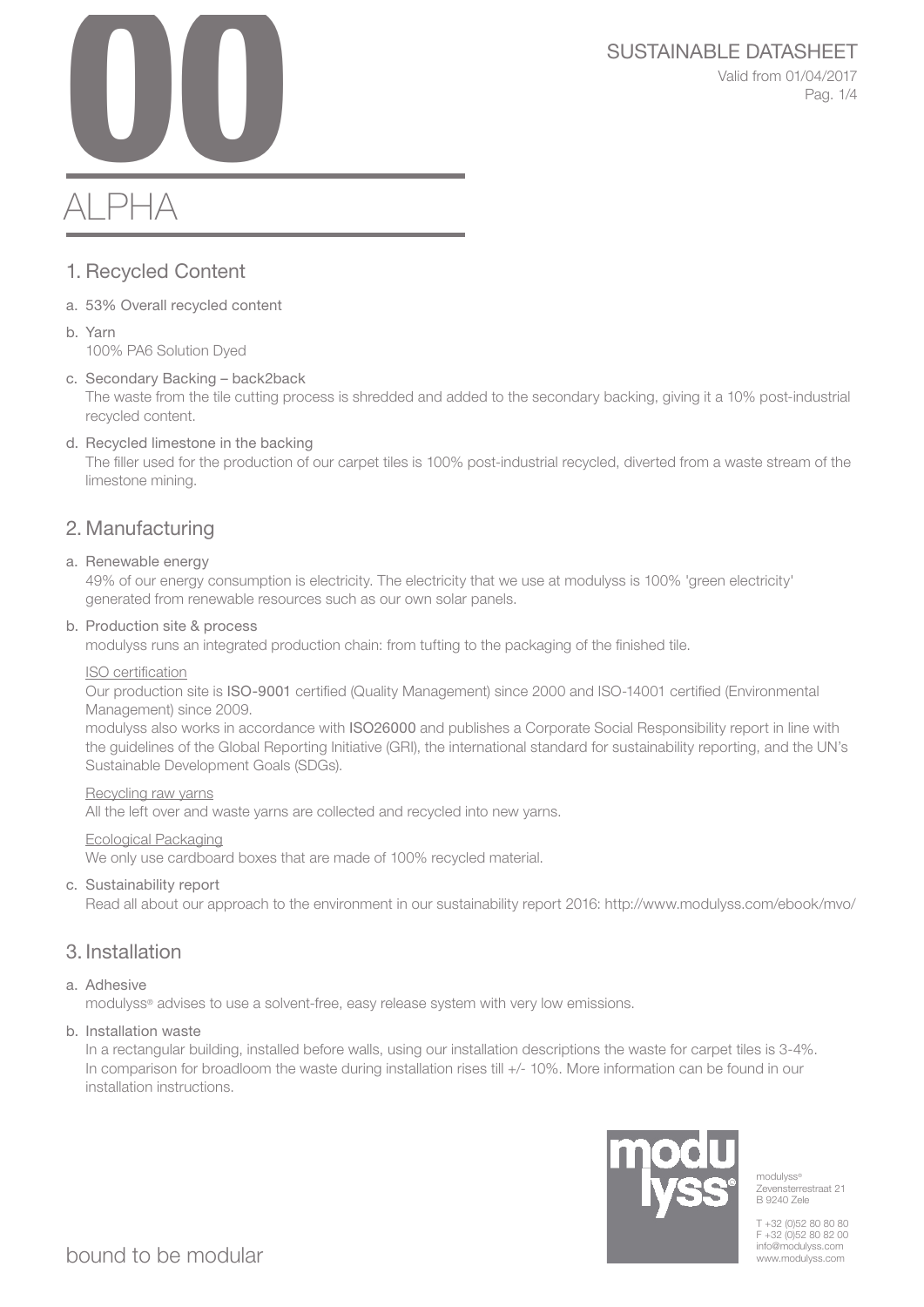# 00

# ALPHA

SUSTAINABLE DATASHEET

Valid from 01/04/2017

## 1. Recycled Content

a. 53% Overall recycled content

b. Yarn
100% PA6 Solution Dyed

c. Secondary Backing – back2back
The waste from the tile cutting process is shredded and added to the secondary backing, giving it a 10% post-industrial recycled content.

d. Recycled limestone in the backing
The filler used for the production of our carpet tiles is 100% post-industrial recycled, diverted from a waste stream of the limestone mining.

## 2. Manufacturing

a. Renewable energy
49% of our energy consumption is electricity. The electricity that we use at modulyss is 100% 'green electricity' generated from renewable resources such as our own solar panels.

b. Production site & process
modulyss runs an integrated production chain: from tufting to the packaging of the finished tile.

ISO certification
Our production site is **ISO-9001** certified (Quality Management) since 2000 and ISO-14001 certified (Environmental Management) since 2009.
modulyss also works in accordance with **ISO26000** and publishes a Corporate Social Responsibility report in line with the guidelines of the Global Reporting Initiative (GRI), the international standard for sustainability reporting, and the UN's Sustainable Development Goals (SDGs).

Recycling raw yarns
All the left over and waste yarns are collected and recycled into new yarns.

Ecological Packaging
We only use cardboard boxes that are made of 100% recycled material.

c. Sustainability report
Read all about our approach to the environment in our sustainability report 2016: http://www.modulyss.com/ebook/mvo/

## 3. Installation

a. Adhesive
modulyss® advises to use a solvent-free, easy release system with very low emissions.

b. Installation waste
In a rectangular building, installed before walls, using our installation descriptions the waste for carpet tiles is 3-4%. In comparison for broadloom the waste during installation rises till +/- 10%. More information can be found in our installation instructions.

bound to be modular

modulyss®
Zevensterrestraat 21
B 9240 Zele

T +32 (0)52 80 80 80
F +32 (0)52 80 82 00
info@modulyss.com
www.modulyss.com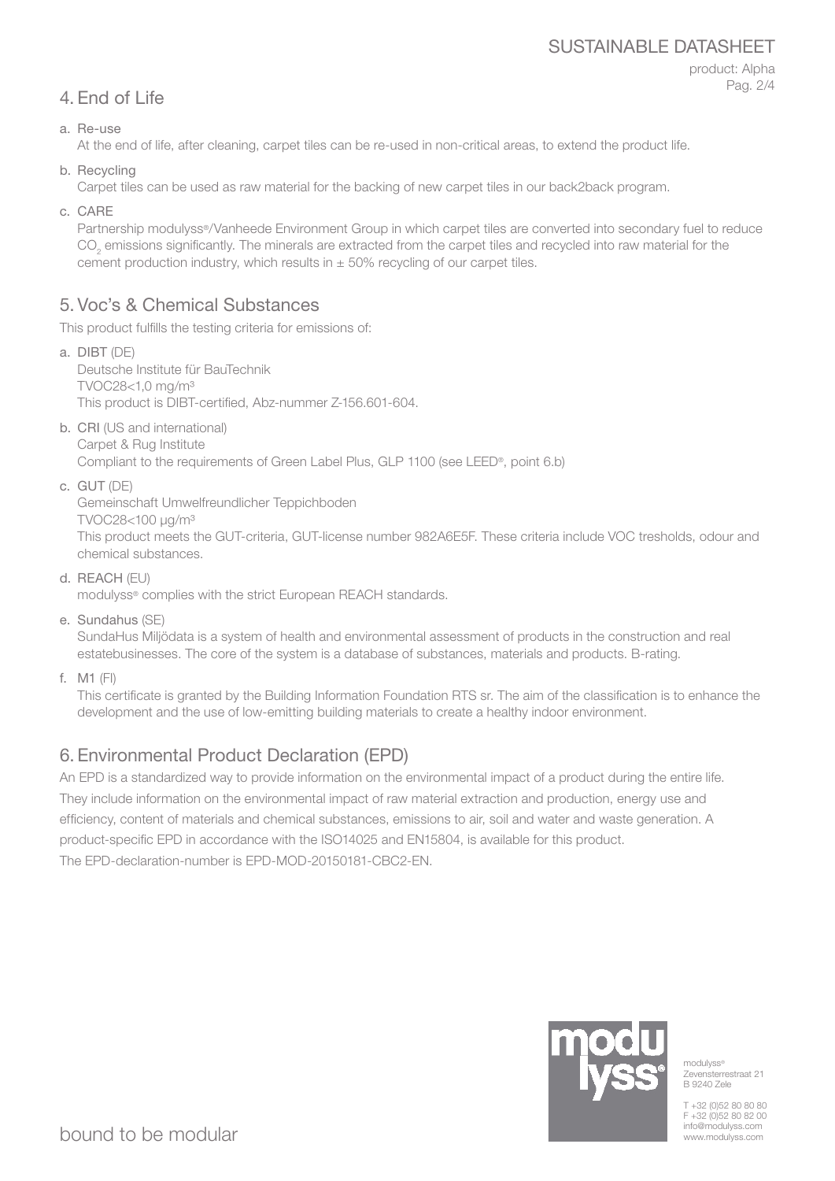## 4. End of Life

a. Re-use
   At the end of life, after cleaning, carpet tiles can be re-used in non-critical areas, to extend the product life.

b. Recycling
   Carpet tiles can be used as raw material for the backing of new carpet tiles in our back2back program.

c. CARE
   Partnership modulyss®/Vanheede Environment Group in which carpet tiles are converted into secondary fuel to reduce $CO_2$ emissions significantly. The minerals are extracted from the carpet tiles and recycled into raw material for the cement production industry, which results in ± 50% recycling of our carpet tiles.

## 5. Voc's & Chemical Substances

This product fulfills the testing criteria for emissions of:

a. **DIBT** (DE)
   Deutsche Institute für BauTechnik
   TVOC28<1,0 mg/m³
   This product is DIBT-certified, Abz-nummer Z-156.601-604.

b. **CRI** (US and international)
   Carpet & Rug Institute
   Compliant to the requirements of Green Label Plus, GLP 1100 (see LEED®, point 6.b)

c. **GUT** (DE)
   Gemeinschaft Umwelfreundlicher Teppichboden
   TVOC28<100 µg/m³
   This product meets the GUT-criteria, GUT-license number 982A6E5F. These criteria include VOC tresholds, odour and chemical substances.

d. **REACH** (EU)
   modulyss® complies with the strict European REACH standards.

e. **Sundahus** (SE)
   SundaHus Miljödata is a system of health and environmental assessment of products in the construction and real estatebusinesses. The core of the system is a database of substances, materials and products. B-rating.

f. **M1** (FI)
   This certificate is granted by the Building Information Foundation RTS sr. The aim of the classification is to enhance the development and the use of low-emitting building materials to create a healthy indoor environment.

## 6. Environmental Product Declaration (EPD)

An EPD is a standardized way to provide information on the environmental impact of a product during the entire life. They include information on the environmental impact of raw material extraction and production, energy use and efficiency, content of materials and chemical substances, emissions to air, soil and water and waste generation. A product-specific EPD in accordance with the ISO14025 and EN15804, is available for this product.
The EPD-declaration-number is EPD-MOD-20150181-CBC2-EN.

modulyss®
Zevensterrestraat 21
B 9240 Zele

T +32 (0)52 80 80 80
F +32 (0)52 80 82 00
info@modulyss.com
www.modulyss.com

bound to be modular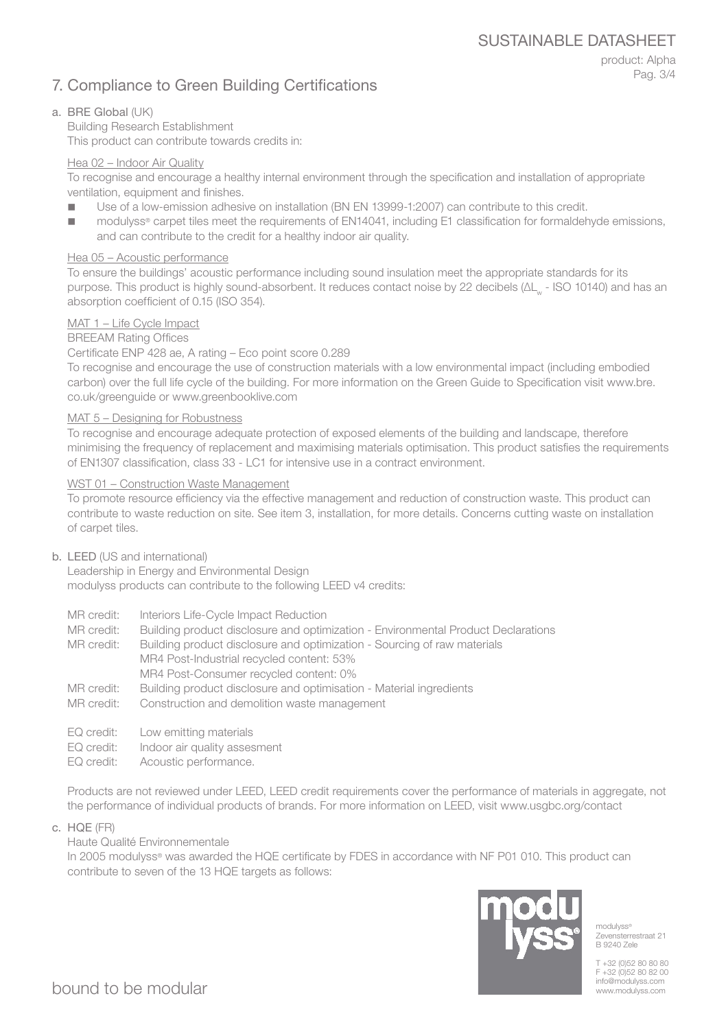## 7. Compliance to Green Building Certifications

a. **BRE Global** (UK)

Building Research Establishment

This product can contribute towards credits in:

Hea 02 – Indoor Air Quality

To recognise and encourage a healthy internal environment through the specification and installation of appropriate ventilation, equipment and finishes.

- Use of a low-emission adhesive on installation (BN EN 13999-1:2007) can contribute to this credit.
- modulyss® carpet tiles meet the requirements of EN14041, including E1 classification for formaldehyde emissions, and can contribute to the credit for a healthy indoor air quality.

Hea 05 – Acoustic performance

To ensure the buildings' acoustic performance including sound insulation meet the appropriate standards for its purpose. This product is highly sound-absorbent. It reduces contact noise by 22 decibels ($\Delta L_w$ - ISO 10140) and has an absorption coefficient of 0.15 (ISO 354).

MAT 1 – Life Cycle Impact

BREEAM Rating Offices

Certificate ENP 428 ae, A rating – Eco point score 0.289

To recognise and encourage the use of construction materials with a low environmental impact (including embodied carbon) over the full life cycle of the building. For more information on the Green Guide to Specification visit www.bre.co.uk/greenguide or www.greenbooklive.com

MAT 5 – Designing for Robustness

To recognise and encourage adequate protection of exposed elements of the building and landscape, therefore minimising the frequency of replacement and maximising materials optimisation. This product satisfies the requirements of EN1307 classification, class 33 - LC1 for intensive use in a contract environment.

WST 01 – Construction Waste Management

To promote resource efficiency via the effective management and reduction of construction waste. This product can contribute to waste reduction on site. See item 3, installation, for more details. Concerns cutting waste on installation of carpet tiles.

b. **LEED** (US and international)

Leadership in Energy and Environmental Design

modulyss products can contribute to the following LEED v4 credits:

MR credit: Interiors Life-Cycle Impact Reduction
MR credit: Building product disclosure and optimization - Environmental Product Declarations
MR credit: Building product disclosure and optimization - Sourcing of raw materials
MR4 Post-Industrial recycled content: 53%
MR4 Post-Consumer recycled content: 0%
MR credit: Building product disclosure and optimisation - Material ingredients
MR credit: Construction and demolition waste management

EQ credit: Low emitting materials
EQ credit: Indoor air quality assesment
EQ credit: Acoustic performance.

Products are not reviewed under LEED, LEED credit requirements cover the performance of materials in aggregate, not the performance of individual products of brands. For more information on LEED, visit www.usgbc.org/contact

c. **HQE** (FR)

Haute Qualité Environnementale

In 2005 modulyss® was awarded the HQE certificate by FDES in accordance with NF P01 010. This product can contribute to seven of the 13 HQE targets as follows: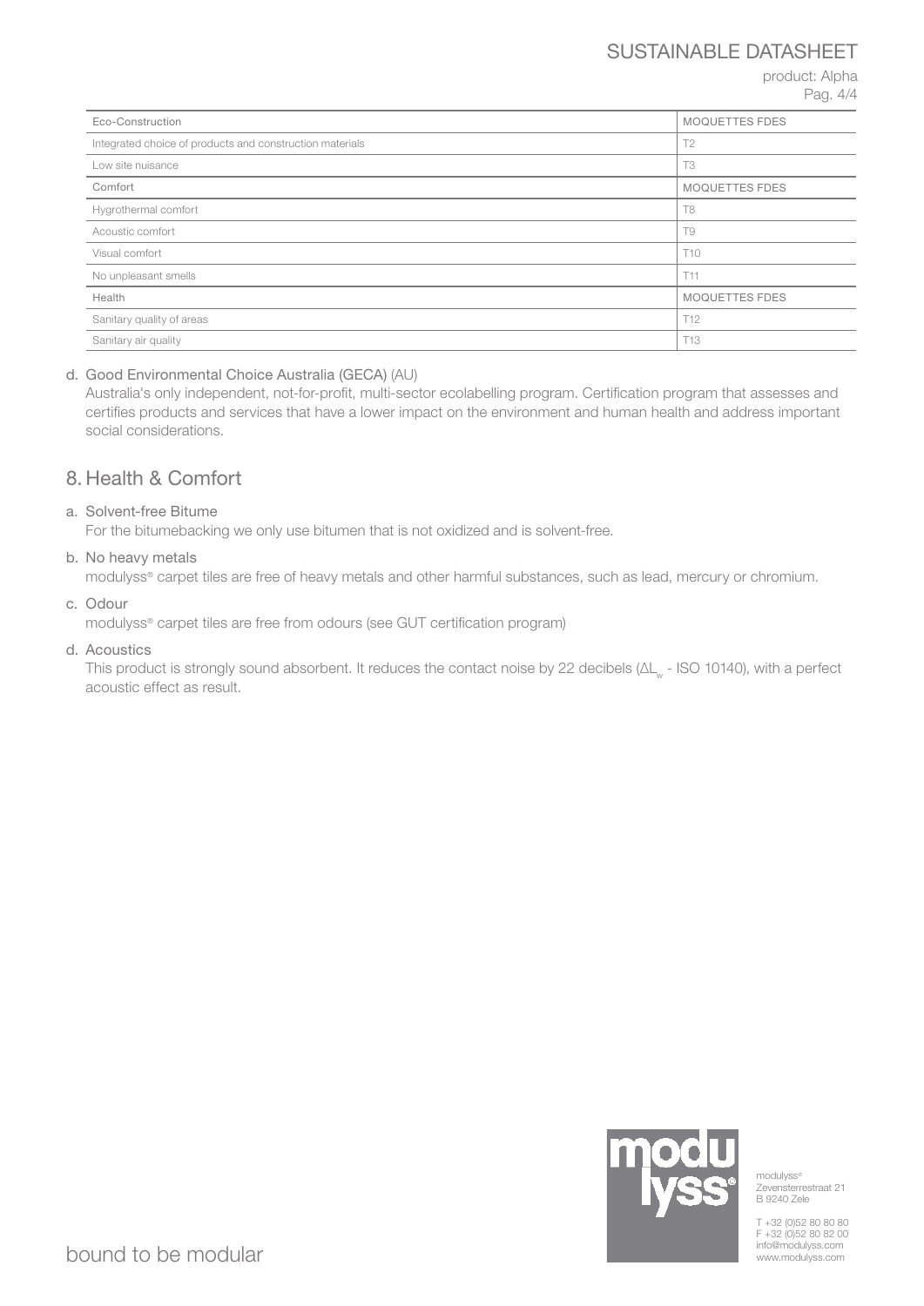| Eco-Construction | MOQUETTES FDES |
|---|---|
| Integrated choice of products and construction materials | T2 |
| Low site nuisance | T3 |
| Comfort | MOQUETTES FDES |
| Hygrothermal comfort | T8 |
| Acoustic comfort | T9 |
| Visual comfort | T10 |
| No unpleasant smells | T11 |
| Health | MOQUETTES FDES |
| Sanitary quality of areas | T12 |
| Sanitary air quality | T13 |

d. Good Environmental Choice Australia (GECA) (AU)

Australia's only independent, not-for-profit, multi-sector ecolabelling program. Certification program that assesses and certifies products and services that have a lower impact on the environment and human health and address important social considerations.

## 8. Health & Comfort

a. Solvent-free Bitume

For the bitumebacking we only use bitumen that is not oxidized and is solvent-free.

b. No heavy metals

modulyss® carpet tiles are free of heavy metals and other harmful substances, such as lead, mercury or chromium.

c. Odour

modulyss® carpet tiles are free from odours (see GUT certification program)

d. Acoustics

This product is strongly sound absorbent. It reduces the contact noise by 22 decibels ($\Delta L_w$ - ISO 10140), with a perfect acoustic effect as result.

modulyss®
Zevensterrestraat 21
B 9240 Zele

T +32 (0)52 80 80 80
F +32 (0)52 80 82 00
info@modulyss.com
www.modulyss.com

bound to be modular